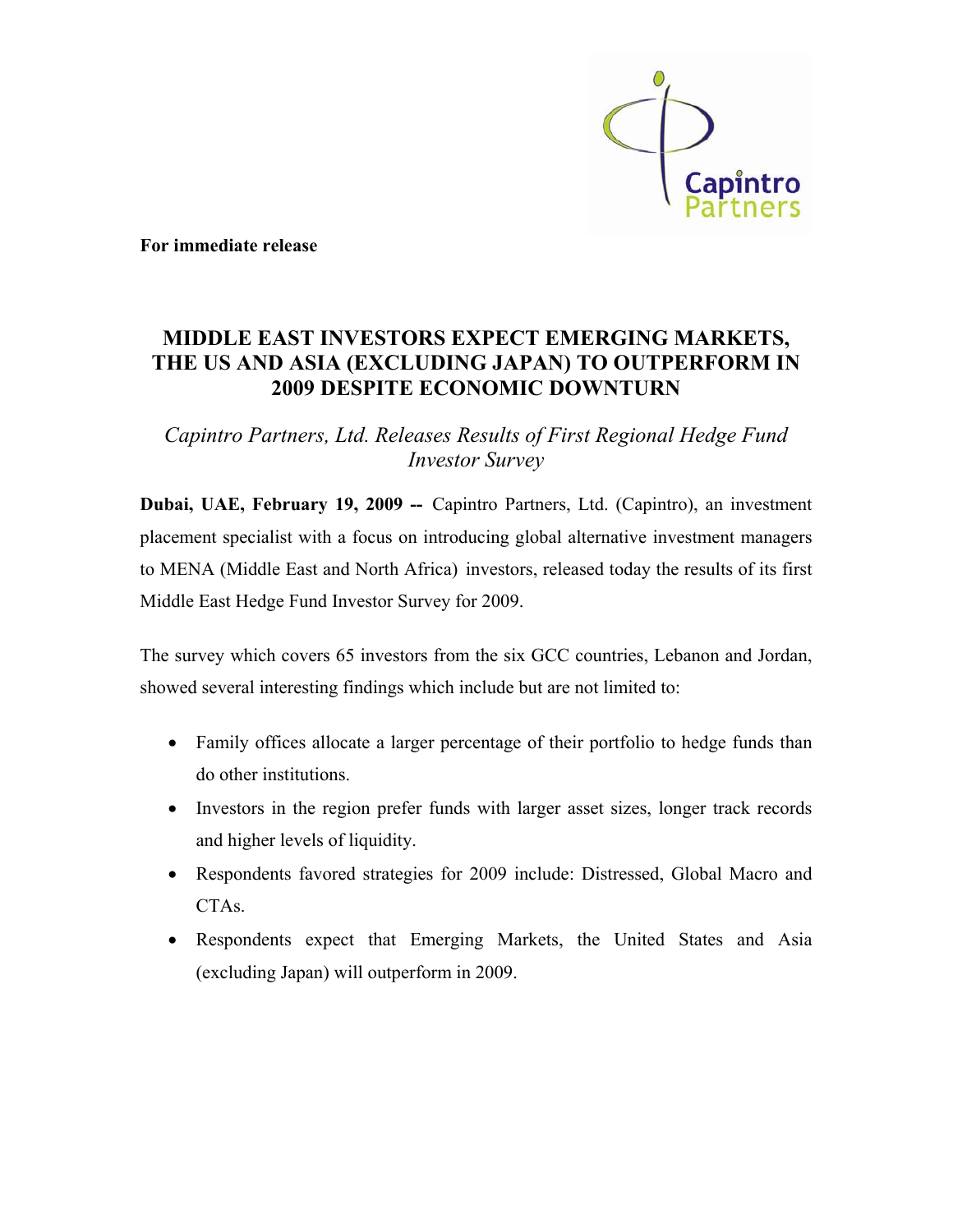**For immediate release**

# MIDDLE EAST INVESTORS EXPECT EMERGING MARKETS, THE US AND ASIA (EXCLUDING JAPAN) TO OUTPERFORM IN 2009 DESPITE ECONOMIC DOWNTURN

*Capintro Partners, Ltd. Releases Results of First Regional Hedge Fund Investor Survey*

**Dubai, UAE, February 19, 2009 --** Capintro Partners, Ltd. (Capintro), an investment placement specialist with a focus on introducing global alternative investment managers to MENA (Middle East and North Africa) investors, released today the results of its first Middle East Hedge Fund Investor Survey for 2009.

The survey which covers 65 investors from the six GCC countries, Lebanon and Jordan, showed several interesting findings which include but are not limited to:

- Family offices allocate a larger percentage of their portfolio to hedge funds than do other institutions.
- Investors in the region prefer funds with larger asset sizes, longer track records and higher levels of liquidity.
- Respondents favored strategies for 2009 include: Distressed, Global Macro and CTAs.
- Respondents expect that Emerging Markets, the United States and Asia (excluding Japan) will outperform in 2009.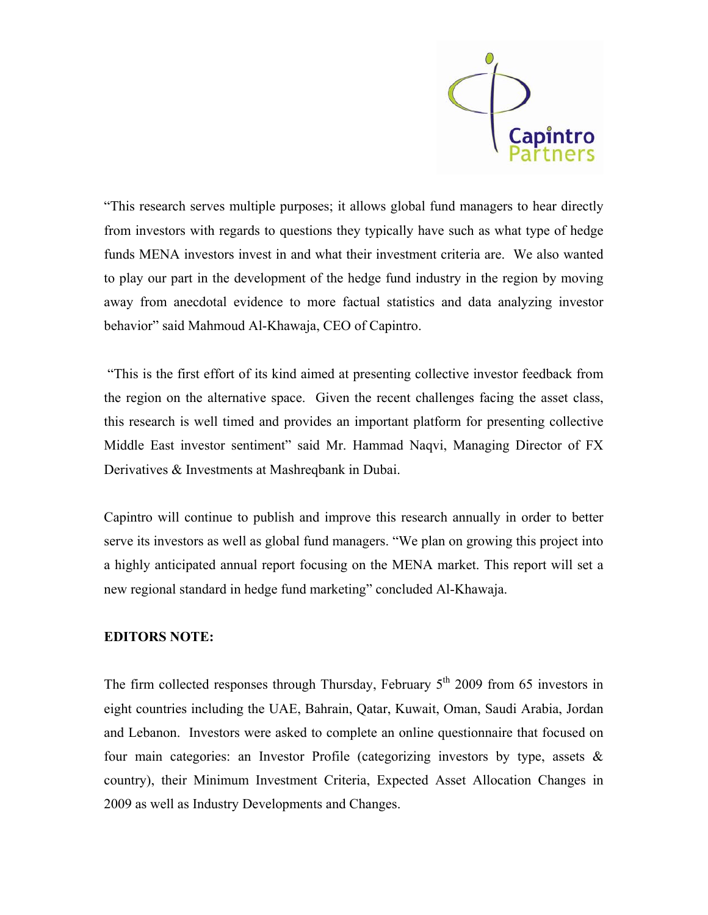"This research serves multiple purposes; it allows global fund managers to hear directly from investors with regards to questions they typically have such as what type of hedge funds MENA investors invest in and what their investment criteria are. We also wanted to play our part in the development of the hedge fund industry in the region by moving away from anecdotal evidence to more factual statistics and data analyzing investor behavior" said Mahmoud Al-Khawaja, CEO of Capintro.

"This is the first effort of its kind aimed at presenting collective investor feedback from the region on the alternative space. Given the recent challenges facing the asset class, this research is well timed and provides an important platform for presenting collective Middle East investor sentiment" said Mr. Hammad Naqvi, Managing Director of FX Derivatives & Investments at Mashreqbank in Dubai.

Capintro will continue to publish and improve this research annually in order to better serve its investors as well as global fund managers. "We plan on growing this project into a highly anticipated annual report focusing on the MENA market. This report will set a new regional standard in hedge fund marketing" concluded Al-Khawaja.

**EDITORS NOTE:**

The firm collected responses through Thursday, February 5th 2009 from 65 investors in eight countries including the UAE, Bahrain, Qatar, Kuwait, Oman, Saudi Arabia, Jordan and Lebanon. Investors were asked to complete an online questionnaire that focused on four main categories: an Investor Profile (categorizing investors by type, assets & country), their Minimum Investment Criteria, Expected Asset Allocation Changes in 2009 as well as Industry Developments and Changes.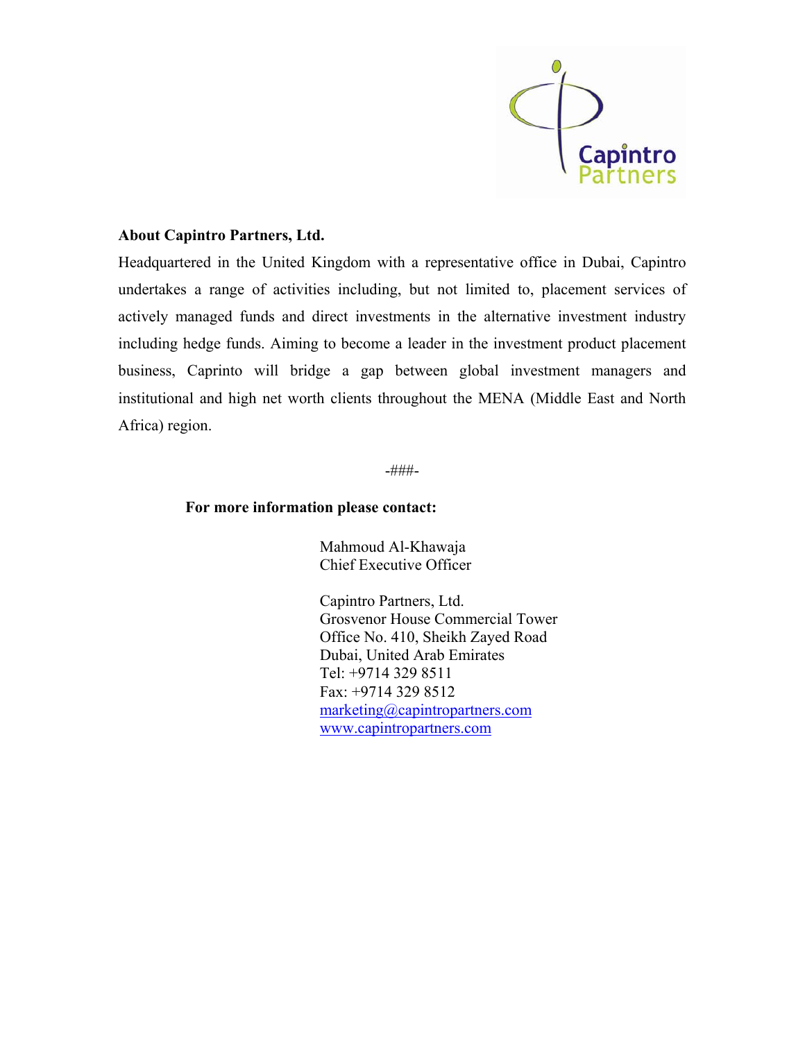**About Capintro Partners, Ltd.**

Headquartered in the United Kingdom with a representative office in Dubai, Capintro undertakes a range of activities including, but not limited to, placement services of actively managed funds and direct investments in the alternative investment industry including hedge funds. Aiming to become a leader in the investment product placement business, Caprinto will bridge a gap between global investment managers and institutional and high net worth clients throughout the MENA (Middle East and North Africa) region.

-###-

**For more information please contact:**

Mahmoud Al-Khawaja
Chief Executive Officer

Capintro Partners, Ltd.
Grosvenor House Commercial Tower
Office No. 410, Sheikh Zayed Road
Dubai, United Arab Emirates
Tel: +9714 329 8511
Fax: +9714 329 8512
marketing@capintropartners.com
www.capintropartners.com